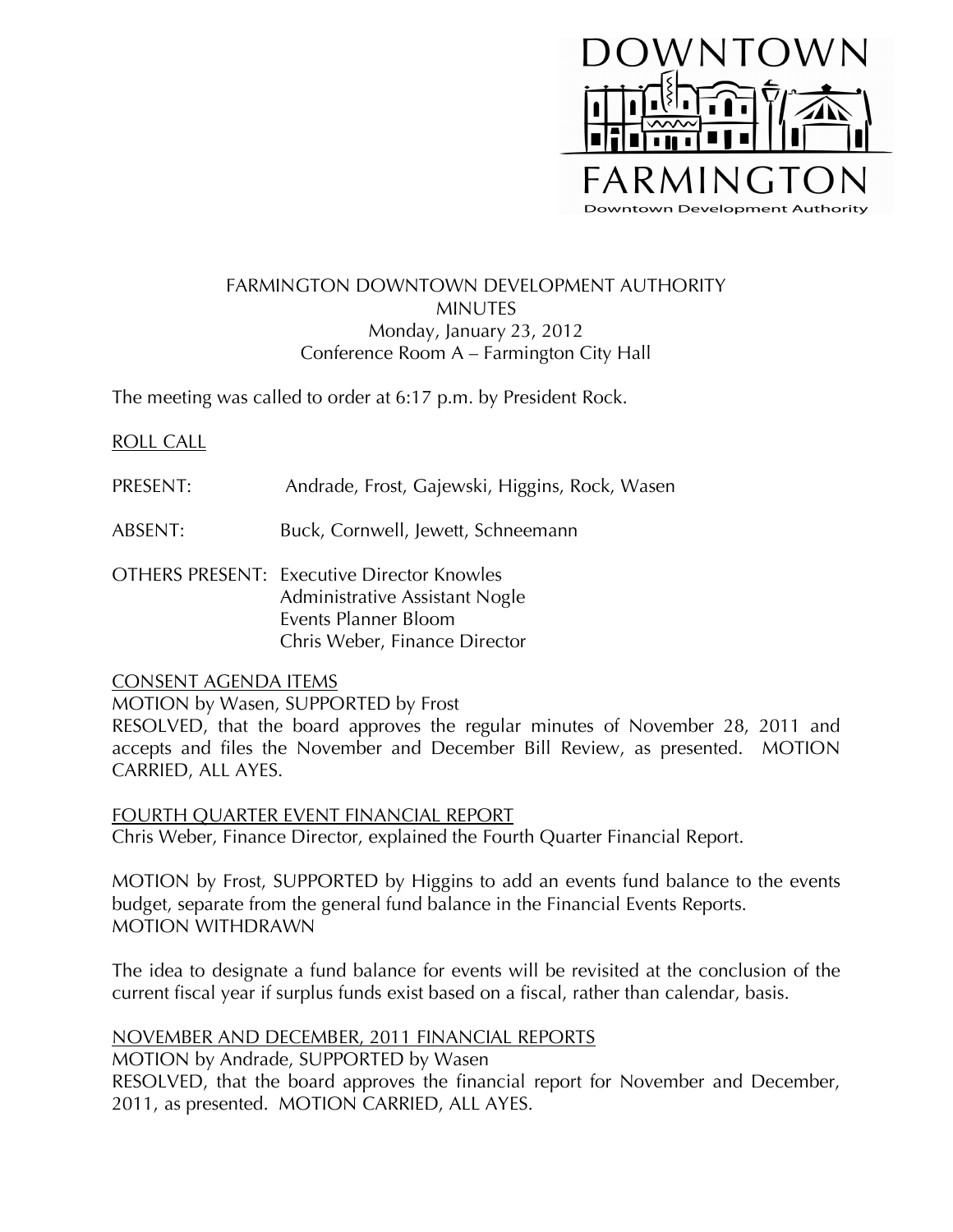# FARMINGTON DOWNTOWN DEVELOPMENT AUTHORITY
## MINUTES
Monday, January 23, 2012
Conference Room A – Farmington City Hall

The meeting was called to order at 6:17 p.m. by President Rock.

ROLL CALL

PRESENT: Andrade, Frost, Gajewski, Higgins, Rock, Wasen

ABSENT: Buck, Cornwell, Jewett, Schneemann

OTHERS PRESENT: Executive Director Knowles
Administrative Assistant Nogle
Events Planner Bloom
Chris Weber, Finance Director

CONSENT AGENDA ITEMS

MOTION by Wasen, SUPPORTED by Frost
RESOLVED, that the board approves the regular minutes of November 28, 2011 and accepts and files the November and December Bill Review, as presented. MOTION CARRIED, ALL AYES.

FOURTH QUARTER EVENT FINANCIAL REPORT

Chris Weber, Finance Director, explained the Fourth Quarter Financial Report.

MOTION by Frost, SUPPORTED by Higgins to add an events fund balance to the events budget, separate from the general fund balance in the Financial Events Reports.
MOTION WITHDRAWN

The idea to designate a fund balance for events will be revisited at the conclusion of the current fiscal year if surplus funds exist based on a fiscal, rather than calendar, basis.

NOVEMBER AND DECEMBER, 2011 FINANCIAL REPORTS

MOTION by Andrade, SUPPORTED by Wasen
RESOLVED, that the board approves the financial report for November and December, 2011, as presented. MOTION CARRIED, ALL AYES.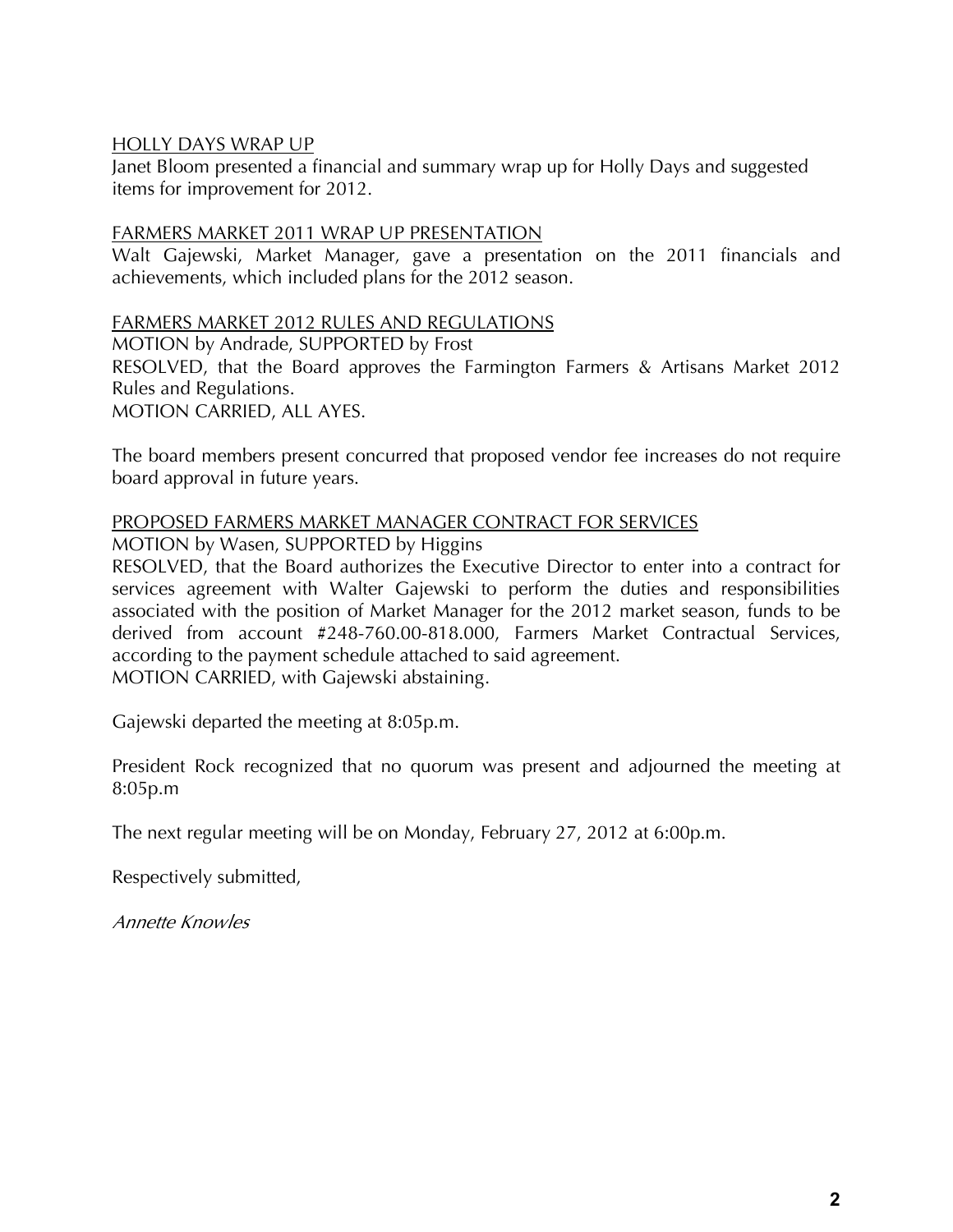HOLLY DAYS WRAP UP

Janet Bloom presented a financial and summary wrap up for Holly Days and suggested items for improvement for 2012.

FARMERS MARKET 2011 WRAP UP PRESENTATION

Walt Gajewski, Market Manager, gave a presentation on the 2011 financials and achievements, which included plans for the 2012 season.

FARMERS MARKET 2012 RULES AND REGULATIONS

MOTION by Andrade, SUPPORTED by Frost

RESOLVED, that the Board approves the Farmington Farmers & Artisans Market 2012 Rules and Regulations.

MOTION CARRIED, ALL AYES.

The board members present concurred that proposed vendor fee increases do not require board approval in future years.

PROPOSED FARMERS MARKET MANAGER CONTRACT FOR SERVICES

MOTION by Wasen, SUPPORTED by Higgins

RESOLVED, that the Board authorizes the Executive Director to enter into a contract for services agreement with Walter Gajewski to perform the duties and responsibilities associated with the position of Market Manager for the 2012 market season, funds to be derived from account #248-760.00-818.000, Farmers Market Contractual Services, according to the payment schedule attached to said agreement.

MOTION CARRIED, with Gajewski abstaining.

Gajewski departed the meeting at 8:05p.m.

President Rock recognized that no quorum was present and adjourned the meeting at 8:05p.m

The next regular meeting will be on Monday, February 27, 2012 at 6:00p.m.

Respectively submitted,

*Annette Knowles*